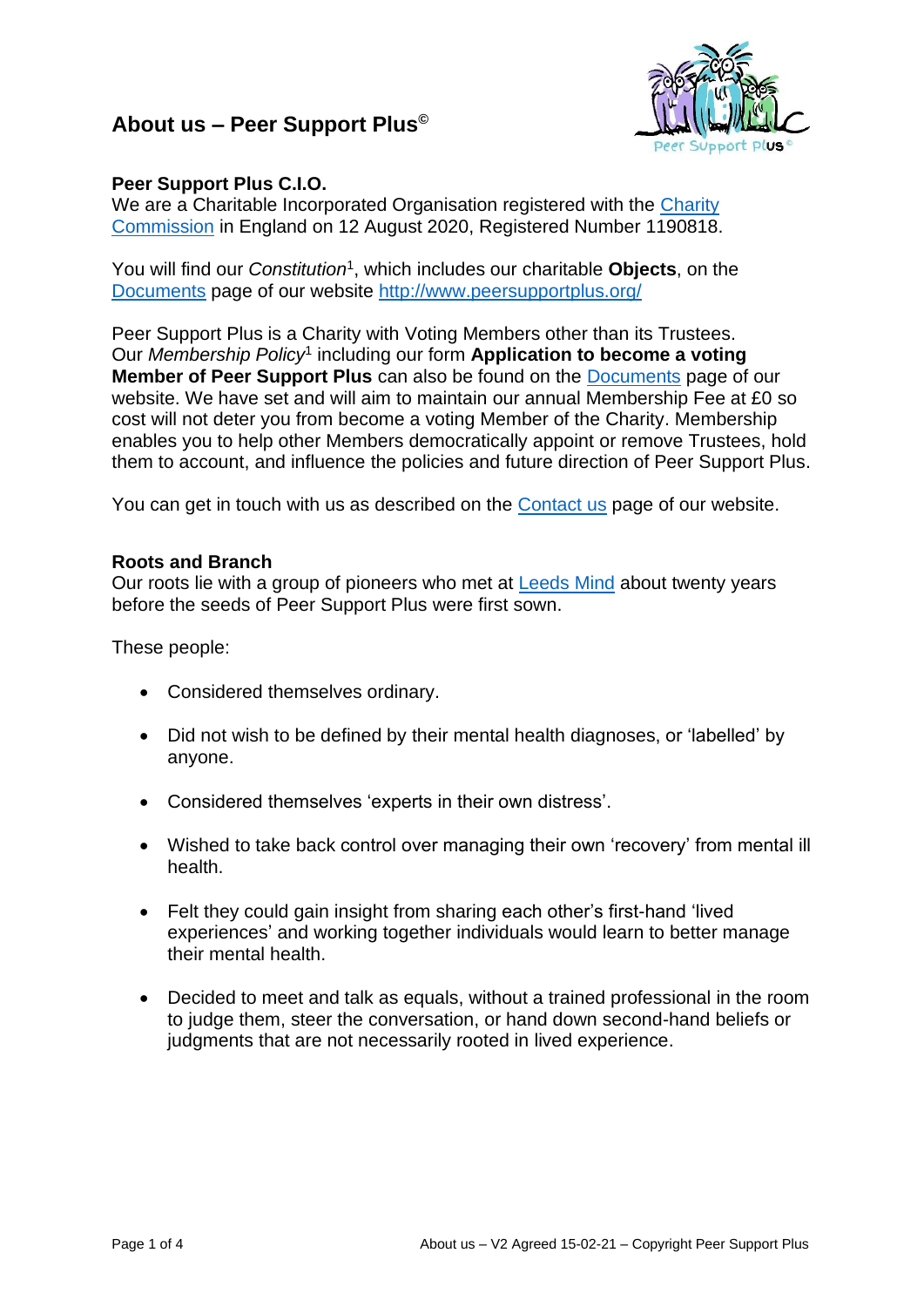# About us – Peer Support Plus©

**Peer Support Plus C.I.O.**
We are a Charitable Incorporated Organisation registered with the Charity Commission in England on 12 August 2020, Registered Number 1190818.

You will find our *Constitution*[1], which includes our charitable **Objects**, on the Documents page of our website http://www.peersupportplus.org/

Peer Support Plus is a Charity with Voting Members other than its Trustees. Our *Membership Policy*[1] including our form **Application to become a voting Member of Peer Support Plus** can also be found on the Documents page of our website. We have set and will aim to maintain our annual Membership Fee at £0 so cost will not deter you from become a voting Member of the Charity. Membership enables you to help other Members democratically appoint or remove Trustees, hold them to account, and influence the policies and future direction of Peer Support Plus.

You can get in touch with us as described on the Contact us page of our website.

**Roots and Branch**
Our roots lie with a group of pioneers who met at Leeds Mind about twenty years before the seeds of Peer Support Plus were first sown.

These people:

- Considered themselves ordinary.
- Did not wish to be defined by their mental health diagnoses, or 'labelled' by anyone.
- Considered themselves 'experts in their own distress'.
- Wished to take back control over managing their own 'recovery' from mental ill health.
- Felt they could gain insight from sharing each other's first-hand 'lived experiences' and working together individuals would learn to better manage their mental health.
- Decided to meet and talk as equals, without a trained professional in the room to judge them, steer the conversation, or hand down second-hand beliefs or judgments that are not necessarily rooted in lived experience.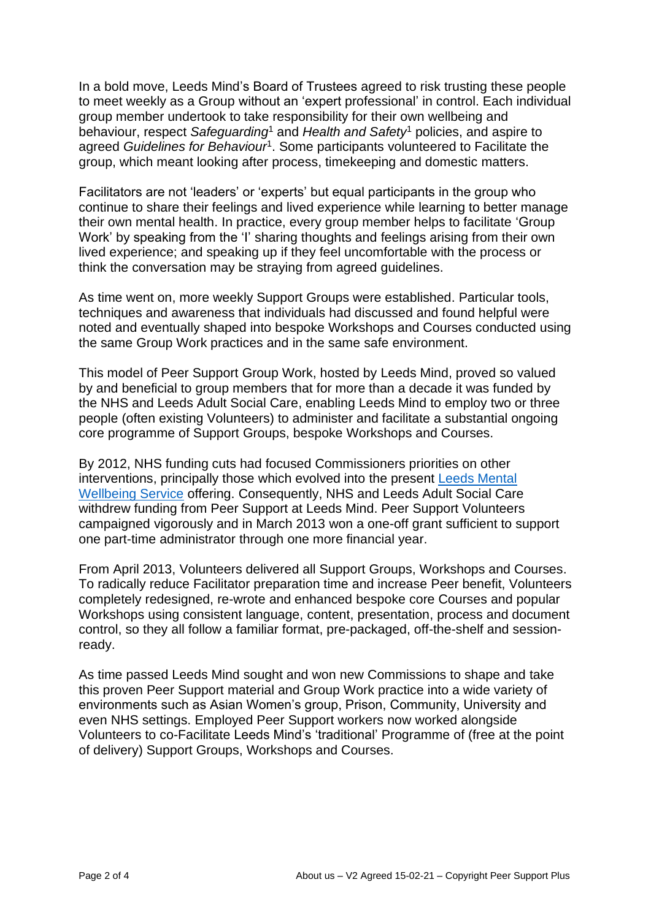In a bold move, Leeds Mind's Board of Trustees agreed to risk trusting these people to meet weekly as a Group without an 'expert professional' in control. Each individual group member undertook to take responsibility for their own wellbeing and behaviour, respect *Safeguarding*[1] and *Health and Safety*[1] policies, and aspire to agreed *Guidelines for Behaviour*[1]. Some participants volunteered to Facilitate the group, which meant looking after process, timekeeping and domestic matters.

Facilitators are not 'leaders' or 'experts' but equal participants in the group who continue to share their feelings and lived experience while learning to better manage their own mental health. In practice, every group member helps to facilitate 'Group Work' by speaking from the 'I' sharing thoughts and feelings arising from their own lived experience; and speaking up if they feel uncomfortable with the process or think the conversation may be straying from agreed guidelines.

As time went on, more weekly Support Groups were established. Particular tools, techniques and awareness that individuals had discussed and found helpful were noted and eventually shaped into bespoke Workshops and Courses conducted using the same Group Work practices and in the same safe environment.

This model of Peer Support Group Work, hosted by Leeds Mind, proved so valued by and beneficial to group members that for more than a decade it was funded by the NHS and Leeds Adult Social Care, enabling Leeds Mind to employ two or three people (often existing Volunteers) to administer and facilitate a substantial ongoing core programme of Support Groups, bespoke Workshops and Courses.

By 2012, NHS funding cuts had focused Commissioners priorities on other interventions, principally those which evolved into the present [Leeds Mental Wellbeing Service] offering. Consequently, NHS and Leeds Adult Social Care withdrew funding from Peer Support at Leeds Mind. Peer Support Volunteers campaigned vigorously and in March 2013 won a one-off grant sufficient to support one part-time administrator through one more financial year.

From April 2013, Volunteers delivered all Support Groups, Workshops and Courses. To radically reduce Facilitator preparation time and increase Peer benefit, Volunteers completely redesigned, re-wrote and enhanced bespoke core Courses and popular Workshops using consistent language, content, presentation, process and document control, so they all follow a familiar format, pre-packaged, off-the-shelf and session-ready.

As time passed Leeds Mind sought and won new Commissions to shape and take this proven Peer Support material and Group Work practice into a wide variety of environments such as Asian Women's group, Prison, Community, University and even NHS settings. Employed Peer Support workers now worked alongside Volunteers to co-Facilitate Leeds Mind's 'traditional' Programme of (free at the point of delivery) Support Groups, Workshops and Courses.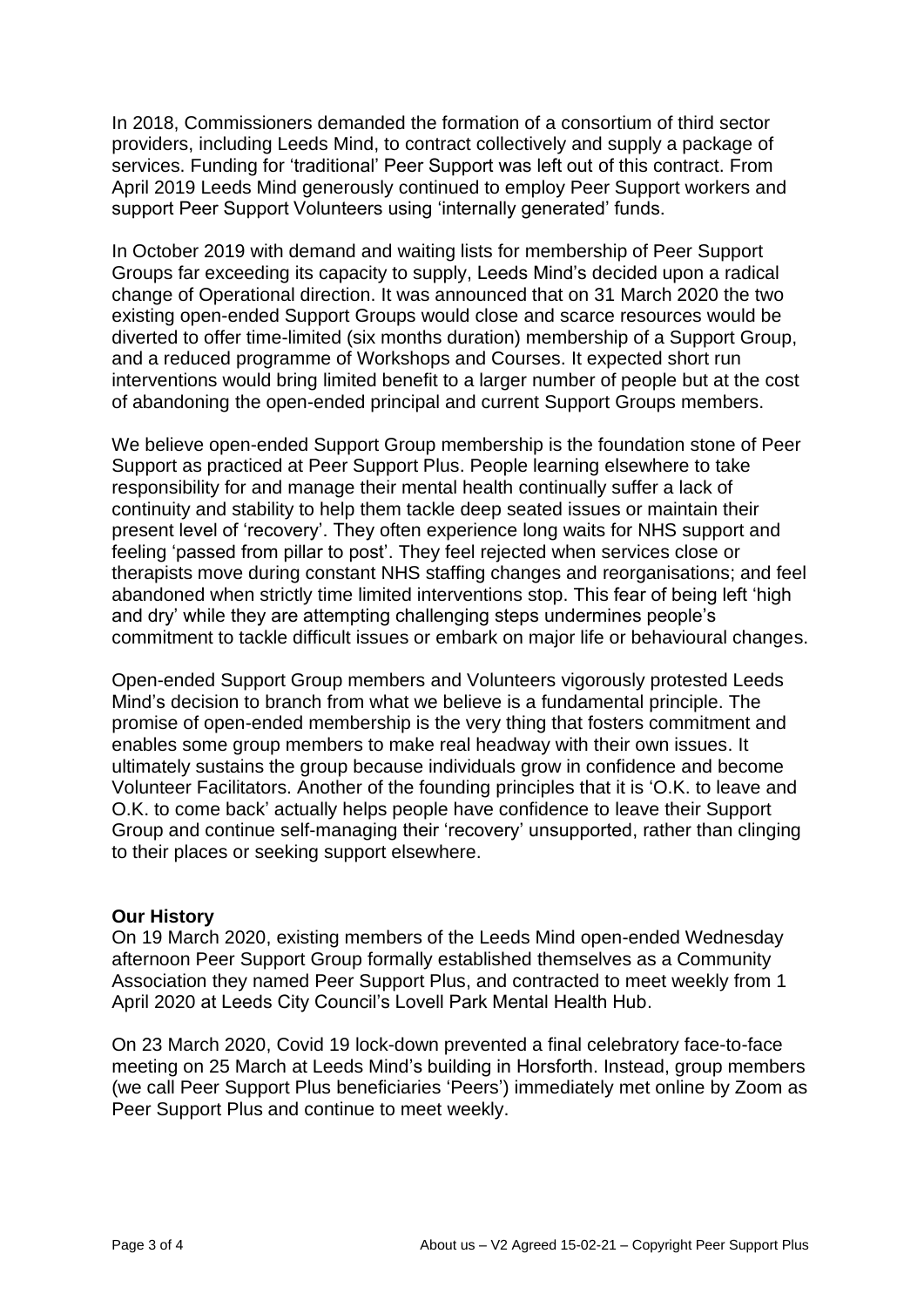In 2018, Commissioners demanded the formation of a consortium of third sector providers, including Leeds Mind, to contract collectively and supply a package of services. Funding for 'traditional' Peer Support was left out of this contract. From April 2019 Leeds Mind generously continued to employ Peer Support workers and support Peer Support Volunteers using 'internally generated' funds.

In October 2019 with demand and waiting lists for membership of Peer Support Groups far exceeding its capacity to supply, Leeds Mind's decided upon a radical change of Operational direction. It was announced that on 31 March 2020 the two existing open-ended Support Groups would close and scarce resources would be diverted to offer time-limited (six months duration) membership of a Support Group, and a reduced programme of Workshops and Courses. It expected short run interventions would bring limited benefit to a larger number of people but at the cost of abandoning the open-ended principal and current Support Groups members.

We believe open-ended Support Group membership is the foundation stone of Peer Support as practiced at Peer Support Plus. People learning elsewhere to take responsibility for and manage their mental health continually suffer a lack of continuity and stability to help them tackle deep seated issues or maintain their present level of 'recovery'. They often experience long waits for NHS support and feeling 'passed from pillar to post'. They feel rejected when services close or therapists move during constant NHS staffing changes and reorganisations; and feel abandoned when strictly time limited interventions stop. This fear of being left 'high and dry' while they are attempting challenging steps undermines people's commitment to tackle difficult issues or embark on major life or behavioural changes.

Open-ended Support Group members and Volunteers vigorously protested Leeds Mind's decision to branch from what we believe is a fundamental principle. The promise of open-ended membership is the very thing that fosters commitment and enables some group members to make real headway with their own issues. It ultimately sustains the group because individuals grow in confidence and become Volunteer Facilitators. Another of the founding principles that it is 'O.K. to leave and O.K. to come back' actually helps people have confidence to leave their Support Group and continue self-managing their 'recovery' unsupported, rather than clinging to their places or seeking support elsewhere.

**Our History**

On 19 March 2020, existing members of the Leeds Mind open-ended Wednesday afternoon Peer Support Group formally established themselves as a Community Association they named Peer Support Plus, and contracted to meet weekly from 1 April 2020 at Leeds City Council's Lovell Park Mental Health Hub.

On 23 March 2020, Covid 19 lock-down prevented a final celebratory face-to-face meeting on 25 March at Leeds Mind's building in Horsforth. Instead, group members (we call Peer Support Plus beneficiaries 'Peers') immediately met online by Zoom as Peer Support Plus and continue to meet weekly.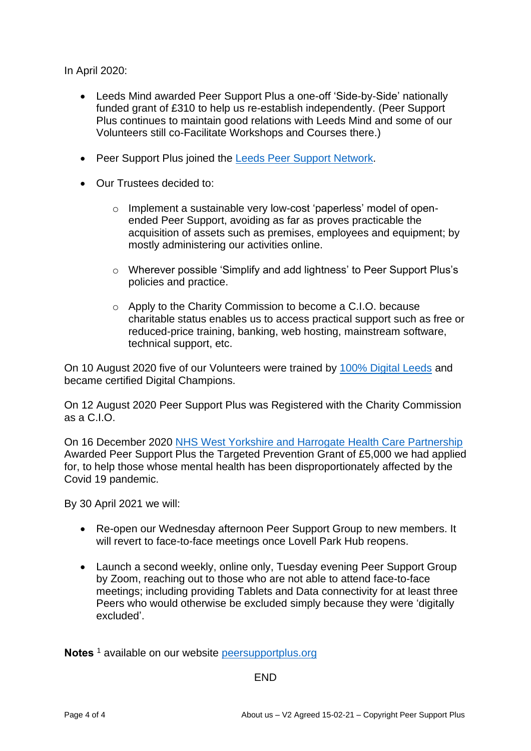In April 2020:

- Leeds Mind awarded Peer Support Plus a one-off 'Side-by-Side' nationally funded grant of £310 to help us re-establish independently. (Peer Support Plus continues to maintain good relations with Leeds Mind and some of our Volunteers still co-Facilitate Workshops and Courses there.)
- Peer Support Plus joined the [Leeds Peer Support Network](#).
- Our Trustees decided to:
  - Implement a sustainable very low-cost 'paperless' model of open-ended Peer Support, avoiding as far as proves practicable the acquisition of assets such as premises, employees and equipment; by mostly administering our activities online.
  - Wherever possible 'Simplify and add lightness' to Peer Support Plus's policies and practice.
  - Apply to the Charity Commission to become a C.I.O. because charitable status enables us to access practical support such as free or reduced-price training, banking, web hosting, mainstream software, technical support, etc.

On 10 August 2020 five of our Volunteers were trained by [100% Digital Leeds](#) and became certified Digital Champions.

On 12 August 2020 Peer Support Plus was Registered with the Charity Commission as a C.I.O.

On 16 December 2020 [NHS West Yorkshire and Harrogate Health Care Partnership](#) Awarded Peer Support Plus the Targeted Prevention Grant of £5,000 we had applied for, to help those whose mental health has been disproportionately affected by the Covid 19 pandemic.

By 30 April 2021 we will:

- Re-open our Wednesday afternoon Peer Support Group to new members. It will revert to face-to-face meetings once Lovell Park Hub reopens.
- Launch a second weekly, online only, Tuesday evening Peer Support Group by Zoom, reaching out to those who are not able to attend face-to-face meetings; including providing Tablets and Data connectivity for at least three Peers who would otherwise be excluded simply because they were 'digitally excluded'.

**Notes** [1] available on our website [peersupportplus.org](#)

END